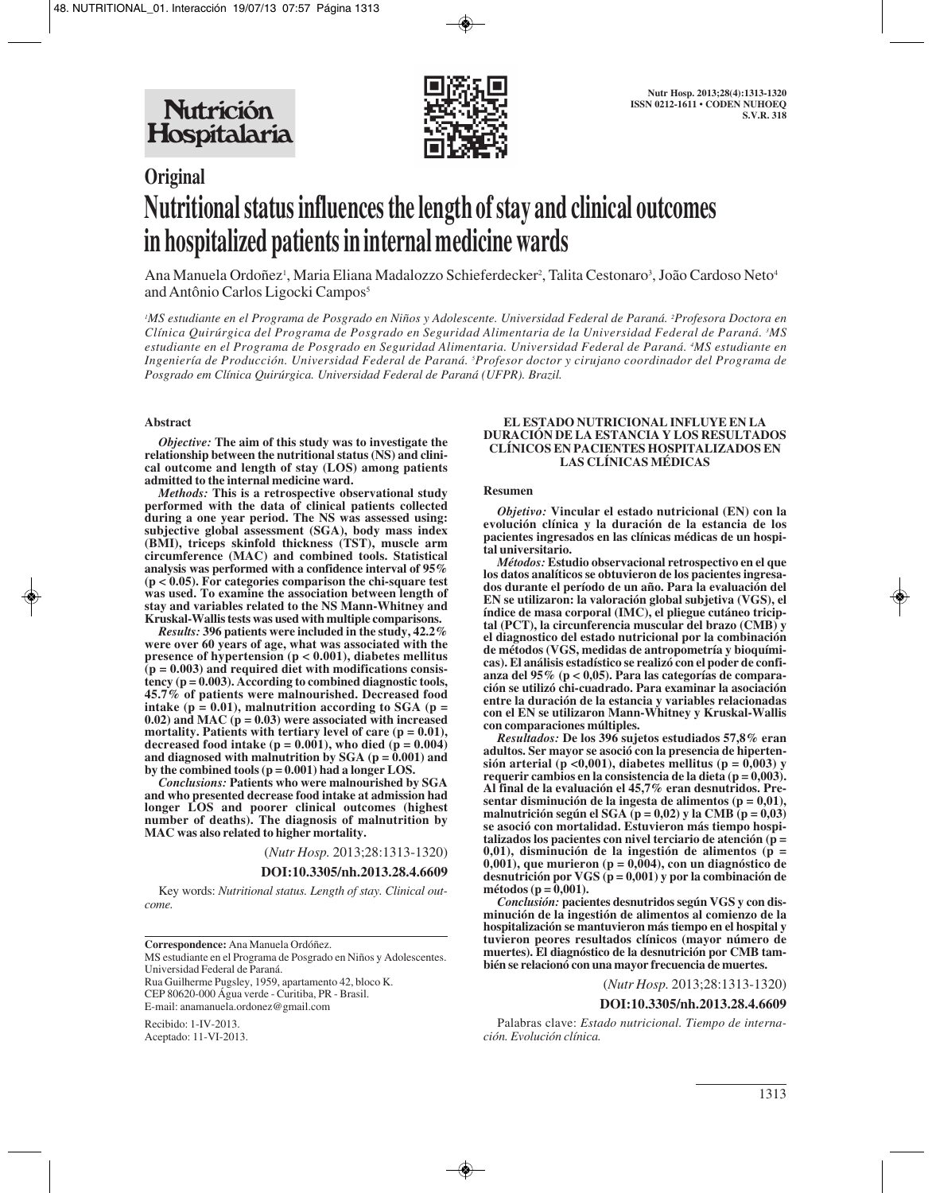## Original

# Nutritional status influences the length of stay and clinical outcomes in hospitalized patients in internal medicine wards

Ana Manuela Ordoñez[1], Maria Eliana Madalozzo Schieferdecker[2], Talita Cestonaro[3], João Cardoso Neto[4] and Antônio Carlos Ligocki Campos[5]

[1]MS estudiante en el Programa de Posgrado en Niños y Adolescente. Universidad Federal de Paraná. [2]Profesora Doctora en Clínica Quirúrgica del Programa de Posgrado en Seguridad Alimentaria de la Universidad Federal de Paraná. [3]MS estudiante en el Programa de Posgrado en Seguridad Alimentaria. Universidad Federal de Paraná. [4]MS estudiante en Ingeniería de Producción. Universidad Federal de Paraná. [5]Profesor doctor y cirujano coordinador del Programa de Posgrado em Clínica Quirúrgica. Universidad Federal de Paraná (UFPR). Brazil.

### Abstract

***Objective:*** **The aim of this study was to investigate the relationship between the nutritional status (NS) and clinical outcome and length of stay (LOS) among patients admitted to the internal medicine ward.**

***Methods:*** **This is a retrospective observational study performed with the data of clinical patients collected during a one year period. The NS was assessed using: subjective global assessment (SGA), body mass index (BMI), triceps skinfold thickness (TST), muscle arm circumference (MAC) and combined tools. Statistical analysis was performed with a confidence interval of 95% ($p < 0.05$). For categories comparison the chi-square test was used. To examine the association between length of stay and variables related to the NS Mann-Whitney and Kruskal-Wallis tests was used with multiple comparisons.**

***Results:*** **396 patients were included in the study, 42.2% were over 60 years of age, what was associated with the presence of hypertension ($p < 0.001$), diabetes mellitus ($p = 0.003$) and required diet with modifications consistency ($p = 0.003$). According to combined diagnostic tools, 45.7% of patients were malnourished. Decreased food intake ($p = 0.01$), malnutrition according to SGA ($p = 0.02$) and MAC ($p = 0.03$) were associated with increased mortality. Patients with tertiary level of care ($p = 0.01$), decreased food intake ($p = 0.001$), who died ($p = 0.004$) and diagnosed with malnutrition by SGA ($p = 0.001$) and by the combined tools ($p = 0.001$) had a longer LOS.**

***Conclusions:*** **Patients who were malnourished by SGA and who presented decrease food intake at admission had longer LOS and poorer clinical outcomes (highest number of deaths). The diagnosis of malnutrition by MAC was also related to higher mortality.**

(*Nutr Hosp.* 2013;28:1313-1320)

**DOI:10.3305/nh.2013.28.4.6609**

Key words: *Nutritional status. Length of stay. Clinical outcome.*

**EL ESTADO NUTRICIONAL INFLUYE EN LA DURACIÓN DE LA ESTANCIA Y LOS RESULTADOS CLÍNICOS EN PACIENTES HOSPITALIZADOS EN LAS CLÍNICAS MÉDICAS**

### Resumen

***Objetivo:*** **Vincular el estado nutricional (EN) con la evolución clínica y la duración de la estancia de los pacientes ingresados en las clínicas médicas de un hospital universitario.**

***Métodos:*** **Estudio observacional retrospectivo en el que los datos analíticos se obtuvieron de los pacientes ingresados durante el período de un año. Para la evaluación del EN se utilizaron: la valoración global subjetiva (VGS), el índice de masa corporal (IMC), el pliegue cutáneo tricipital (PCT), la circunferencia muscular del brazo (CMB) y el diagnostico del estado nutricional por la combinación de métodos (VGS, medidas de antropometría y bioquímicas). El análisis estadístico se realizó con el poder de confianza del 95% ($p < 0,05$). Para las categorías de comparación se utilizó chi-cuadrado. Para examinar la asociación entre la duración de la estancia y variables relacionadas con el EN se utilizaron Mann-Whitney y Kruskal-Wallis con comparaciones múltiples.**

***Resultados:*** **De los 396 sujetos estudiados 57,8% eran adultos. Ser mayor se asoció con la presencia de hipertensión arterial ($p < 0,001$), diabetes mellitus ($p = 0,003$) y requerir cambios en la consistencia de la dieta ($p = 0,003$). Al final de la evaluación el 45,7% eran desnutridos. Presentar disminución de la ingesta de alimentos ($p = 0,01$), malnutrición según el SGA ($p = 0,02$) y la CMB ($p = 0,03$) se asoció con mortalidad. Estuvieron más tiempo hospitalizados los pacientes con nivel terciario de atención ($p = 0,01$), disminución de la ingestión de alimentos ($p = 0,001$), que murieron ($p = 0,004$), con un diagnóstico de desnutrición por VGS ($p = 0,001$) y por la combinación de métodos ($p = 0,001$).**

***Conclusión:*** **pacientes desnutridos según VGS y con disminución de la ingestión de alimentos al comienzo de la hospitalización se mantuvieron más tiempo en el hospital y tuvieron peores resultados clínicos (mayor número de muertes). El diagnóstico de la desnutrición por CMB también se relacionó con una mayor frecuencia de muertes.**

(*Nutr Hosp.* 2013;28:1313-1320)

**DOI:10.3305/nh.2013.28.4.6609**

Palabras clave: *Estado nutricional. Tiempo de internación. Evolución clínica.*

---

**Correspondence:** Ana Manuela Ordóñez.
MS estudiante en el Programa de Posgrado en Niños y Adolescentes. Universidad Federal de Paraná.
Rua Guilherme Pugsley, 1959, apartamento 42, bloco K.
CEP 80620-000 Água verde - Curitiba, PR - Brasil.
E-mail: anamanuela.ordonez@gmail.com

Recibido: 1-IV-2013.
Aceptado: 11-VI-2013.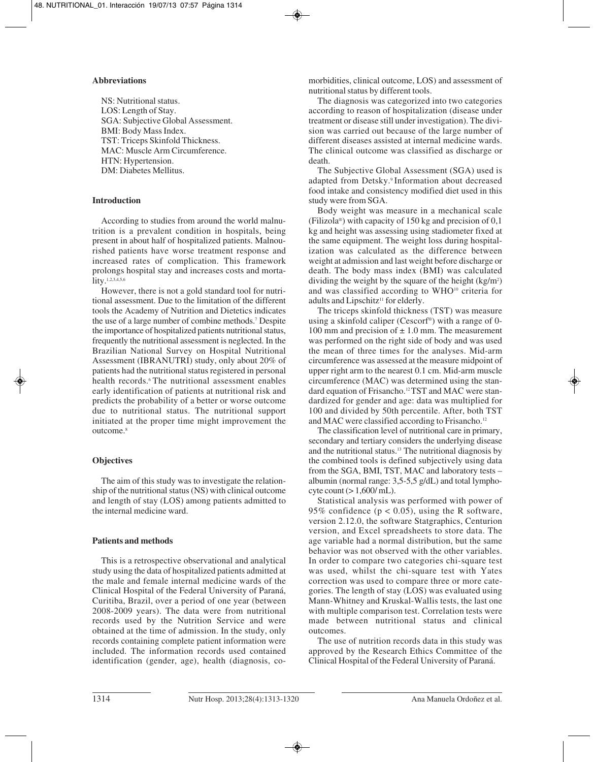### Abbreviations

NS: Nutritional status.
LOS: Length of Stay.
SGA: Subjective Global Assessment.
BMI: Body Mass Index.
TST: Triceps Skinfold Thickness.
MAC: Muscle Arm Circumference.
HTN: Hypertension.
DM: Diabetes Mellitus.

### Introduction

According to studies from around the world malnutrition is a prevalent condition in hospitals, being present in about half of hospitalized patients. Malnourished patients have worse treatment response and increased rates of complication. This framework prolongs hospital stay and increases costs and mortality.[1,2,3,4,5,6]

However, there is not a gold standard tool for nutritional assessment. Due to the limitation of the different tools the Academy of Nutrition and Dietetics indicates the use of a large number of combine methods.[7] Despite the importance of hospitalized patients nutritional status, frequently the nutritional assessment is neglected. In the Brazilian National Survey on Hospital Nutritional Assessment (IBRANUTRI) study, only about 20% of patients had the nutritional status registered in personal health records.[6] The nutritional assessment enables early identification of patients at nutritional risk and predicts the probability of a better or worse outcome due to nutritional status. The nutritional support initiated at the proper time might improvement the outcome.[8]

### Objectives

The aim of this study was to investigate the relationship of the nutritional status (NS) with clinical outcome and length of stay (LOS) among patients admitted to the internal medicine ward.

### Patients and methods

This is a retrospective observational and analytical study using the data of hospitalized patients admitted at the male and female internal medicine wards of the Clinical Hospital of the Federal University of Paraná, Curitiba, Brazil, over a period of one year (between 2008-2009 years). The data were from nutritional records used by the Nutrition Service and were obtained at the time of admission. In the study, only records containing complete patient information were included. The information records used contained identification (gender, age), health (diagnosis, comorbidities, clinical outcome, LOS) and assessment of nutritional status by different tools.

The diagnosis was categorized into two categories according to reason of hospitalization (disease under treatment or disease still under investigation). The division was carried out because of the large number of different diseases assisted at internal medicine wards. The clinical outcome was classified as discharge or death.

The Subjective Global Assessment (SGA) used is adapted from Detsky.[9] Information about decreased food intake and consistency modified diet used in this study were from SGA.

Body weight was measure in a mechanical scale (Filizola®) with capacity of 150 kg and precision of 0,1 kg and height was assessing using stadiometer fixed at the same equipment. The weight loss during hospitalization was calculated as the difference between weight at admission and last weight before discharge or death. The body mass index (BMI) was calculated dividing the weight by the square of the height ($kg/m^2$) and was classified according to WHO[10] criteria for adults and Lipschitz[11] for elderly.

The triceps skinfold thickness (TST) was measure using a skinfold caliper (Cescorf®) with a range of 0-100 mm and precision of ± 1.0 mm. The measurement was performed on the right side of body and was used the mean of three times for the analyses. Mid-arm circumference was assessed at the measure midpoint of upper right arm to the nearest 0.1 cm. Mid-arm muscle circumference (MAC) was determined using the standard equation of Frisancho.[12] TST and MAC were standardized for gender and age: data was multiplied for 100 and divided by 50th percentile. After, both TST and MAC were classified according to Frisancho.[12]

The classification level of nutritional care in primary, secondary and tertiary considers the underlying disease and the nutritional status.[13] The nutritional diagnosis by the combined tools is defined subjectively using data from the SGA, BMI, TST, MAC and laboratory tests – albumin (normal range: 3,5-5,5 g/dL) and total lymphocyte count (> 1,600/ mL).

Statistical analysis was performed with power of 95% confidence ($p < 0.05$), using the R software, version 2.12.0, the software Statgraphics, Centurion version, and Excel spreadsheets to store data. The age variable had a normal distribution, but the same behavior was not observed with the other variables. In order to compare two categories chi-square test was used, whilst the chi-square test with Yates correction was used to compare three or more categories. The length of stay (LOS) was evaluated using Mann-Whitney and Kruskal-Wallis tests, the last one with multiple comparison test. Correlation tests were made between nutritional status and clinical outcomes.

The use of nutrition records data in this study was approved by the Research Ethics Committee of the Clinical Hospital of the Federal University of Paraná.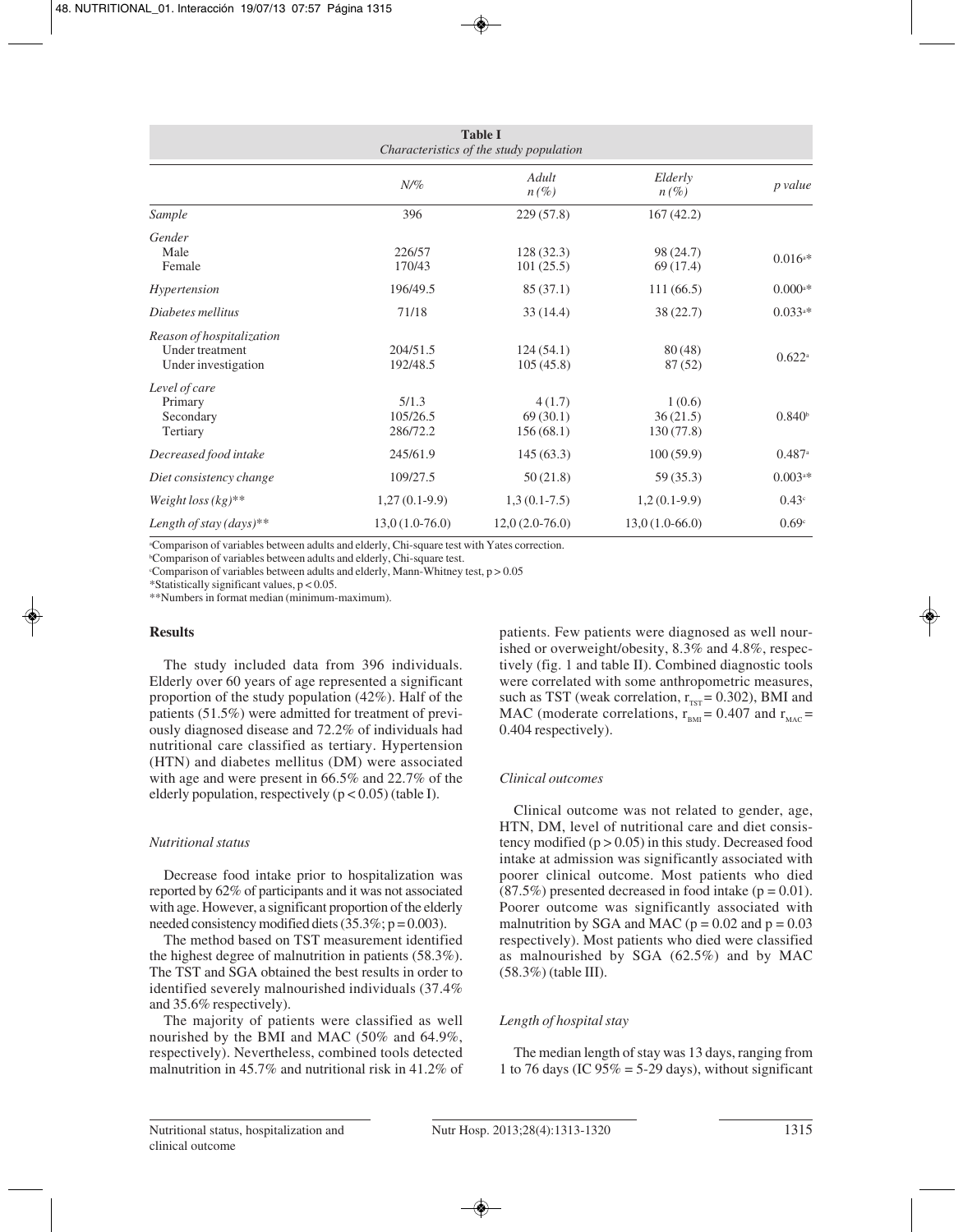**Table I**
*Characteristics of the study population*

| | N/% | Adult n (%) | Elderly n (%) | p value |
|---|---|---|---|---|
| *Sample* | 396 | 229 (57.8) | 167 (42.2) | |
| *Gender* | | | | |
| Male | 226/57 | 128 (32.3) | 98 (24.7) | 0.016[a]* |
| Female | 170/43 | 101 (25.5) | 69 (17.4) | |
| *Hypertension* | 196/49.5 | 85 (37.1) | 111 (66.5) | 0.000[a]* |
| *Diabetes mellitus* | 71/18 | 33 (14.4) | 38 (22.7) | 0.033[a]* |
| *Reason of hospitalization* | | | | |
| Under treatment | 204/51.5 | 124 (54.1) | 80 (48) | 0.622[a] |
| Under investigation | 192/48.5 | 105 (45.8) | 87 (52) | |
| *Level of care* | | | | |
| Primary | 5/1.3 | 4 (1.7) | 1 (0.6) | |
| Secondary | 105/26.5 | 69 (30.1) | 36 (21.5) | 0.840[b] |
| Tertiary | 286/72.2 | 156 (68.1) | 130 (77.8) | |
| *Decreased food intake* | 245/61.9 | 145 (63.3) | 100 (59.9) | 0.487[a] |
| *Diet consistency change* | 109/27.5 | 50 (21.8) | 59 (35.3) | 0.003[a]* |
| *Weight loss (kg)*** | 1,27 (0.1-9.9) | 1,3 (0.1-7.5) | 1,2 (0.1-9.9) | 0.43[c] |
| *Length of stay (days)*** | 13,0 (1.0-76.0) | 12,0 (2.0-76.0) | 13,0 (1.0-66.0) | 0.69[c] |

[a]Comparison of variables between adults and elderly, Chi-square test with Yates correction.
[b]Comparison of variables between adults and elderly, Chi-square test.
[c]Comparison of variables between adults and elderly, Mann-Whitney test, $p > 0.05$
*Statistically significant values, $p < 0.05$.
**Numbers in format median (minimum-maximum).

## Results

The study included data from 396 individuals. Elderly over 60 years of age represented a significant proportion of the study population (42%). Half of the patients (51.5%) were admitted for treatment of previously diagnosed disease and 72.2% of individuals had nutritional care classified as tertiary. Hypertension (HTN) and diabetes mellitus (DM) were associated with age and were present in 66.5% and 22.7% of the elderly population, respectively ($p < 0.05$) (table I).

### *Nutritional status*

Decrease food intake prior to hospitalization was reported by 62% of participants and it was not associated with age. However, a significant proportion of the elderly needed consistency modified diets (35.3%; $p = 0.003$).

The method based on TST measurement identified the highest degree of malnutrition in patients (58.3%). The TST and SGA obtained the best results in order to identified severely malnourished individuals (37.4% and 35.6% respectively).

The majority of patients were classified as well nourished by the BMI and MAC (50% and 64.9%, respectively). Nevertheless, combined tools detected malnutrition in 45.7% and nutritional risk in 41.2% of patients. Few patients were diagnosed as well nourished or overweight/obesity, 8.3% and 4.8%, respectively (fig. 1 and table II). Combined diagnostic tools were correlated with some anthropometric measures, such as TST (weak correlation, $r_{TST} = 0.302$), BMI and MAC (moderate correlations, $r_{BMI} = 0.407$ and $r_{MAC} = 0.404$ respectively).

### *Clinical outcomes*

Clinical outcome was not related to gender, age, HTN, DM, level of nutritional care and diet consistency modified ($p > 0.05$) in this study. Decreased food intake at admission was significantly associated with poorer clinical outcome. Most patients who died (87.5%) presented decreased in food intake ($p = 0.01$). Poorer outcome was significantly associated with malnutrition by SGA and MAC ($p = 0.02$ and $p = 0.03$ respectively). Most patients who died were classified as malnourished by SGA (62.5%) and by MAC (58.3%) (table III).

### *Length of hospital stay*

The median length of stay was 13 days, ranging from 1 to 76 days (IC 95% = 5-29 days), without significant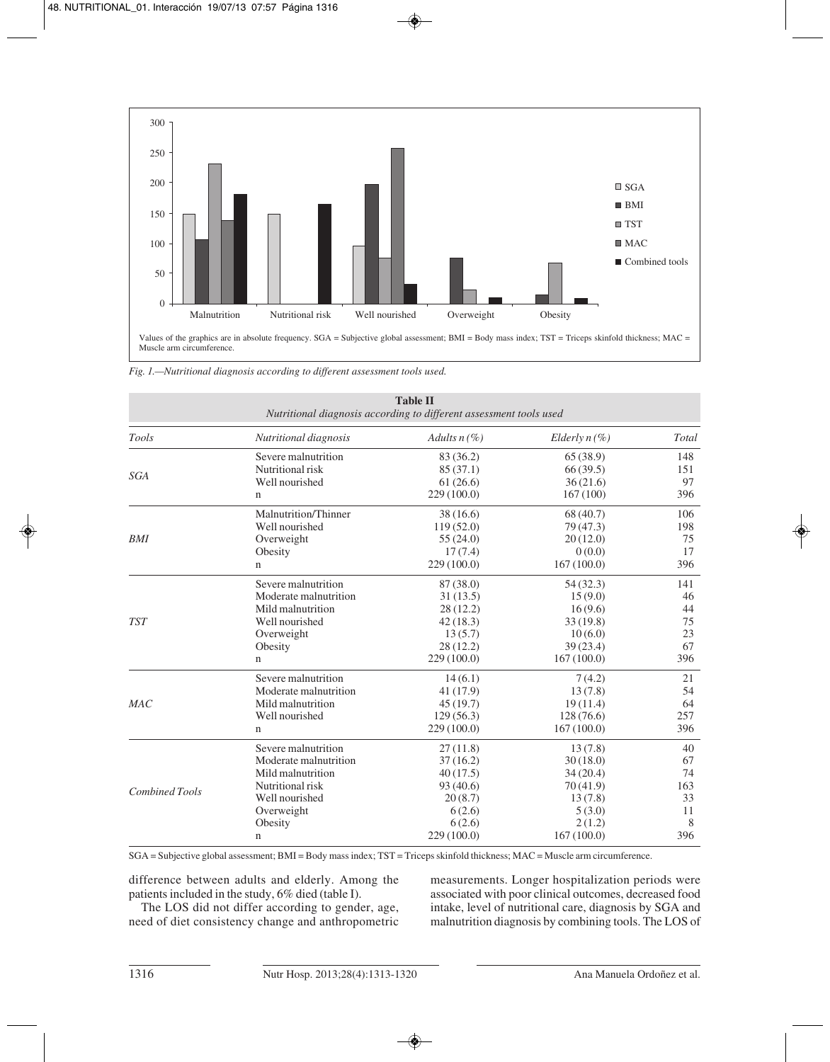Values of the graphics are in absolute frequency. SGA = Subjective global assessment; BMI = Body mass index; TST = Triceps skinfold thickness; MAC = Muscle arm circumference.

*Fig. 1.—Nutritional diagnosis according to different assessment tools used.*

**Table II**
*Nutritional diagnosis according to different assessment tools used*

| *Tools* | *Nutritional diagnosis* | *Adults n (%)* | *Elderly n (%)* | *Total* |
|---|---|---|---|---|
| *SGA* | Severe malnutrition | 83 (36.2) | 65 (38.9) | 148 |
| | Nutritional risk | 85 (37.1) | 66 (39.5) | 151 |
| | Well nourished | 61 (26.6) | 36 (21.6) | 97 |
| | n | 229 (100.0) | 167 (100) | 396 |
| *BMI* | Malnutrition/Thinner | 38 (16.6) | 68 (40.7) | 106 |
| | Well nourished | 119 (52.0) | 79 (47.3) | 198 |
| | Overweight | 55 (24.0) | 20 (12.0) | 75 |
| | Obesity | 17 (7.4) | 0 (0.0) | 17 |
| | n | 229 (100.0) | 167 (100.0) | 396 |
| *TST* | Severe malnutrition | 87 (38.0) | 54 (32.3) | 141 |
| | Moderate malnutrition | 31 (13.5) | 15 (9.0) | 46 |
| | Mild malnutrition | 28 (12.2) | 16 (9.6) | 44 |
| | Well nourished | 42 (18.3) | 33 (19.8) | 75 |
| | Overweight | 13 (5.7) | 10 (6.0) | 23 |
| | Obesity | 28 (12.2) | 39 (23.4) | 67 |
| | n | 229 (100.0) | 167 (100.0) | 396 |
| *MAC* | Severe malnutrition | 14 (6.1) | 7 (4.2) | 21 |
| | Moderate malnutrition | 41 (17.9) | 13 (7.8) | 54 |
| | Mild malnutrition | 45 (19.7) | 19 (11.4) | 64 |
| | Well nourished | 129 (56.3) | 128 (76.6) | 257 |
| | n | 229 (100.0) | 167 (100.0) | 396 |
| *Combined Tools* | Severe malnutrition | 27 (11.8) | 13 (7.8) | 40 |
| | Moderate malnutrition | 37 (16.2) | 30 (18.0) | 67 |
| | Mild malnutrition | 40 (17.5) | 34 (20.4) | 74 |
| | Nutritional risk | 93 (40.6) | 70 (41.9) | 163 |
| | Well nourished | 20 (8.7) | 13 (7.8) | 33 |
| | Overweight | 6 (2.6) | 5 (3.0) | 11 |
| | Obesity | 6 (2.6) | 2 (1.2) | 8 |
| | n | 229 (100.0) | 167 (100.0) | 396 |

SGA = Subjective global assessment; BMI = Body mass index; TST = Triceps skinfold thickness; MAC = Muscle arm circumference.

difference between adults and elderly. Among the patients included in the study, 6% died (table I).

The LOS did not differ according to gender, age, need of diet consistency change and anthropometric measurements. Longer hospitalization periods were associated with poor clinical outcomes, decreased food intake, level of nutritional care, diagnosis by SGA and malnutrition diagnosis by combining tools. The LOS of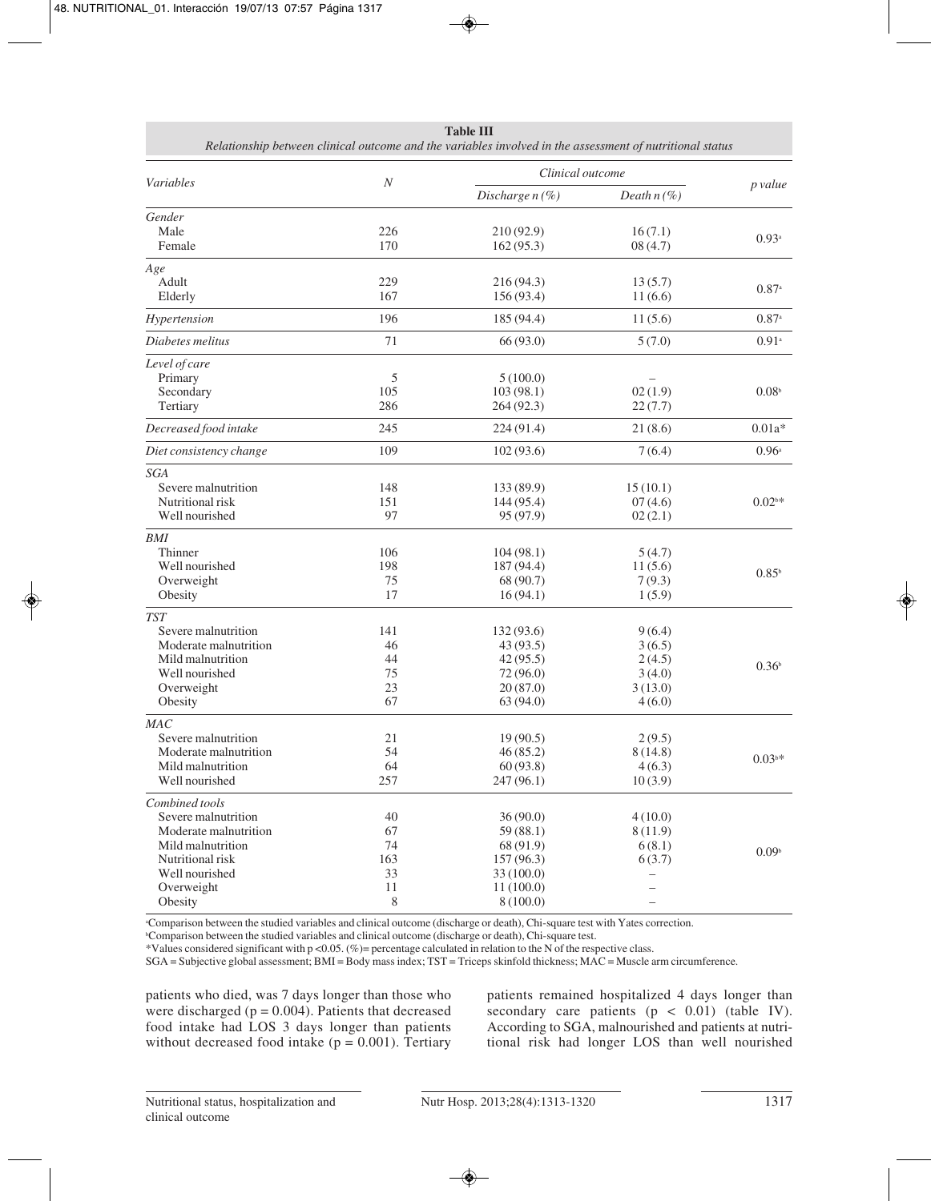**Table III**
*Relationship between clinical outcome and the variables involved in the assessment of nutritional status*

| *Variables* | *N* | *Clinical outcome* | | *p value* |
|---|---|---|---|---|
| | | *Discharge n (%)* | *Death n (%)* | |
| *Gender* | | | | |
| Male | 226 | 210 (92.9) | 16 (7.1) | 0.93[a] |
| Female | 170 | 162 (95.3) | 08 (4.7) | |
| *Age* | | | | |
| Adult | 229 | 216 (94.3) | 13 (5.7) | 0.87[a] |
| Elderly | 167 | 156 (93.4) | 11 (6.6) | |
| *Hypertension* | 196 | 185 (94.4) | 11 (5.6) | 0.87[a] |
| *Diabetes melitus* | 71 | 66 (93.0) | 5 (7.0) | 0.91[a] |
| *Level of care* | | | | |
| Primary | 5 | 5 (100.0) | – | |
| Secondary | 105 | 103 (98.1) | 02 (1.9) | 0.08[b] |
| Tertiary | 286 | 264 (92.3) | 22 (7.7) | |
| *Decreased food intake* | 245 | 224 (91.4) | 21 (8.6) | 0.01a* |
| *Diet consistency change* | 109 | 102 (93.6) | 7 (6.4) | 0.96[a] |
| *SGA* | | | | |
| Severe malnutrition | 148 | 133 (89.9) | 15 (10.1) | |
| Nutritional risk | 151 | 144 (95.4) | 07 (4.6) | 0.02[b]* |
| Well nourished | 97 | 95 (97.9) | 02 (2.1) | |
| *BMI* | | | | |
| Thinner | 106 | 104 (98.1) | 5 (4.7) | |
| Well nourished | 198 | 187 (94.4) | 11 (5.6) | 0.85[b] |
| Overweight | 75 | 68 (90.7) | 7 (9.3) | |
| Obesity | 17 | 16 (94.1) | 1 (5.9) | |
| *TST* | | | | |
| Severe malnutrition | 141 | 132 (93.6) | 9 (6.4) | |
| Moderate malnutrition | 46 | 43 (93.5) | 3 (6.5) | |
| Mild malnutrition | 44 | 42 (95.5) | 2 (4.5) | 0.36[b] |
| Well nourished | 75 | 72 (96.0) | 3 (4.0) | |
| Overweight | 23 | 20 (87.0) | 3 (13.0) | |
| Obesity | 67 | 63 (94.0) | 4 (6.0) | |
| *MAC* | | | | |
| Severe malnutrition | 21 | 19 (90.5) | 2 (9.5) | |
| Moderate malnutrition | 54 | 46 (85.2) | 8 (14.8) | 0.03[b]* |
| Mild malnutrition | 64 | 60 (93.8) | 4 (6.3) | |
| Well nourished | 257 | 247 (96.1) | 10 (3.9) | |
| *Combined tools* | | | | |
| Severe malnutrition | 40 | 36 (90.0) | 4 (10.0) | |
| Moderate malnutrition | 67 | 59 (88.1) | 8 (11.9) | |
| Mild malnutrition | 74 | 68 (91.9) | 6 (8.1) | |
| Nutritional risk | 163 | 157 (96.3) | 6 (3.7) | 0.09[b] |
| Well nourished | 33 | 33 (100.0) | – | |
| Overweight | 11 | 11 (100.0) | – | |
| Obesity | 8 | 8 (100.0) | – | |

[a]Comparison between the studied variables and clinical outcome (discharge or death), Chi-square test with Yates correction.
[b]Comparison between the studied variables and clinical outcome (discharge or death), Chi-square test.
*Values considered significant with $p < 0.05$. (%)= percentage calculated in relation to the N of the respective class.
SGA = Subjective global assessment; BMI = Body mass index; TST = Triceps skinfold thickness; MAC = Muscle arm circumference.

patients who died, was 7 days longer than those who were discharged ($p = 0.004$). Patients that decreased food intake had LOS 3 days longer than patients without decreased food intake ($p = 0.001$). Tertiary patients remained hospitalized 4 days longer than secondary care patients ($p < 0.01$) (table IV). According to SGA, malnourished and patients at nutritional risk had longer LOS than well nourished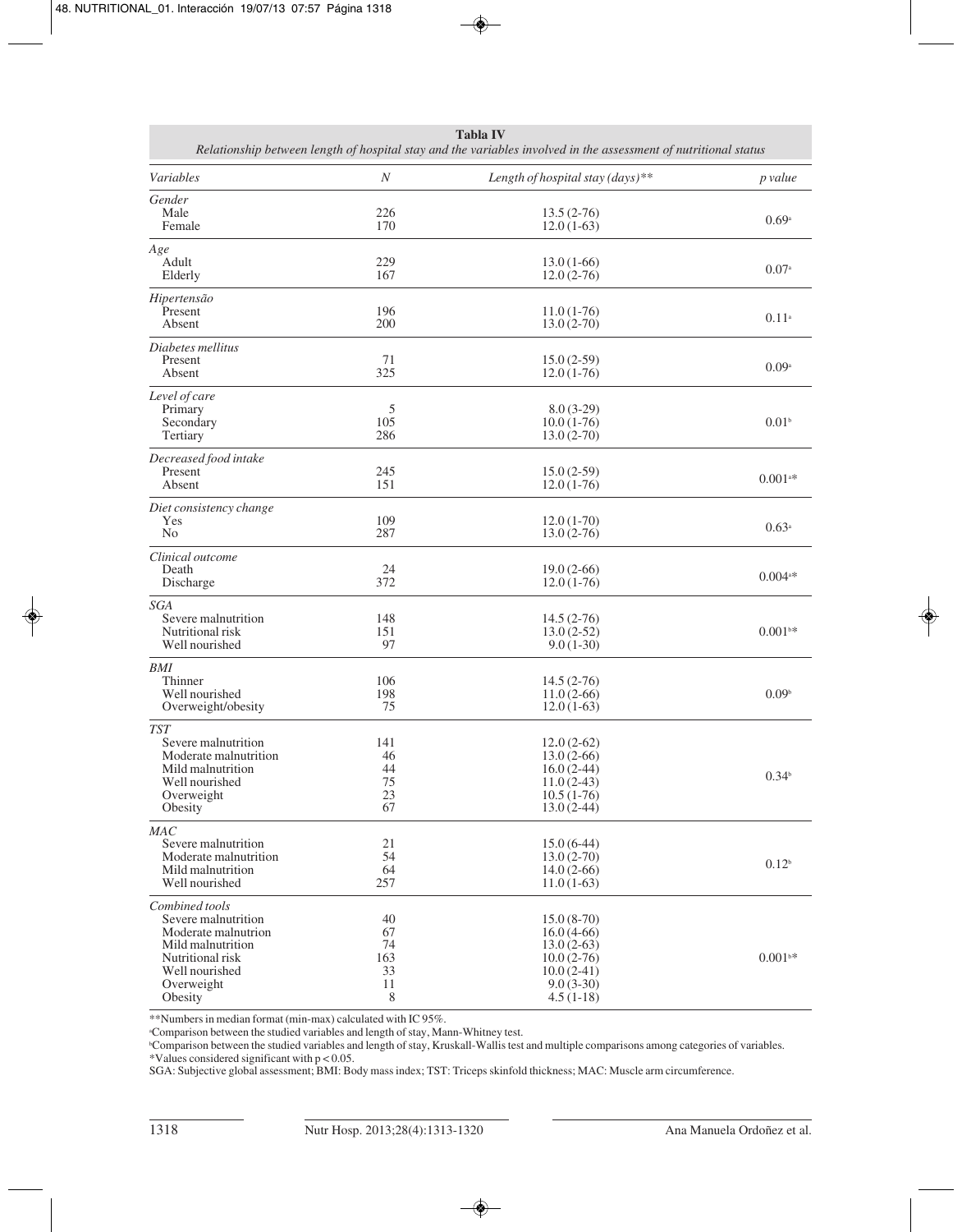**Tabla IV**

*Relationship between length of hospital stay and the variables involved in the assessment of nutritional status*

| *Variables* | *N* | *Length of hospital stay (days)*** | *p value* |
|---|---|---|---|
| *Gender* | | | |
| Male | 226 | 13.5 (2-76) | 0.69[a] |
| Female | 170 | 12.0 (1-63) | |
| *Age* | | | |
| Adult | 229 | 13.0 (1-66) | 0.07[a] |
| Elderly | 167 | 12.0 (2-76) | |
| *Hipertensão* | | | |
| Present | 196 | 11.0 (1-76) | 0.11[a] |
| Absent | 200 | 13.0 (2-70) | |
| *Diabetes mellitus* | | | |
| Present | 71 | 15.0 (2-59) | 0.09[a] |
| Absent | 325 | 12.0 (1-76) | |
| *Level of care* | | | |
| Primary | 5 | 8.0 (3-29) | |
| Secondary | 105 | 10.0 (1-76) | 0.01[b] |
| Tertiary | 286 | 13.0 (2-70) | |
| *Decreased food intake* | | | |
| Present | 245 | 15.0 (2-59) | 0.001[a]* |
| Absent | 151 | 12.0 (1-76) | |
| *Diet consistency change* | | | |
| Yes | 109 | 12.0 (1-70) | 0.63[a] |
| No | 287 | 13.0 (2-76) | |
| *Clinical outcome* | | | |
| Death | 24 | 19.0 (2-66) | 0.004[a]* |
| Discharge | 372 | 12.0 (1-76) | |
| *SGA* | | | |
| Severe malnutrition | 148 | 14.5 (2-76) | |
| Nutritional risk | 151 | 13.0 (2-52) | 0.001[b]* |
| Well nourished | 97 | 9.0 (1-30) | |
| *BMI* | | | |
| Thinner | 106 | 14.5 (2-76) | |
| Well nourished | 198 | 11.0 (2-66) | 0.09[b] |
| Overweight/obesity | 75 | 12.0 (1-63) | |
| *TST* | | | |
| Severe malnutrition | 141 | 12.0 (2-62) | |
| Moderate malnutrition | 46 | 13.0 (2-66) | |
| Mild malnutrition | 44 | 16.0 (2-44) | 0.34[b] |
| Well nourished | 75 | 11.0 (2-43) | |
| Overweight | 23 | 10.5 (1-76) | |
| Obesity | 67 | 13.0 (2-44) | |
| *MAC* | | | |
| Severe malnutrition | 21 | 15.0 (6-44) | |
| Moderate malnutrition | 54 | 13.0 (2-70) | 0.12[b] |
| Mild malnutrition | 64 | 14.0 (2-66) | |
| Well nourished | 257 | 11.0 (1-63) | |
| *Combined tools* | | | |
| Severe malnutrition | 40 | 15.0 (8-70) | |
| Moderate malnutrion | 67 | 16.0 (4-66) | |
| Mild malnutrition | 74 | 13.0 (2-63) | |
| Nutritional risk | 163 | 10.0 (2-76) | 0.001[b]* |
| Well nourished | 33 | 10.0 (2-41) | |
| Overweight | 11 | 9.0 (3-30) | |
| Obesity | 8 | 4.5 (1-18) | |

**Numbers in median format (min-max) calculated with IC 95%.
[a]Comparison between the studied variables and length of stay, Mann-Whitney test.
[b]Comparison between the studied variables and length of stay, Kruskall-Wallis test and multiple comparisons among categories of variables.
*Values considered significant with $p < 0.05$.
SGA: Subjective global assessment; BMI: Body mass index; TST: Triceps skinfold thickness; MAC: Muscle arm circumference.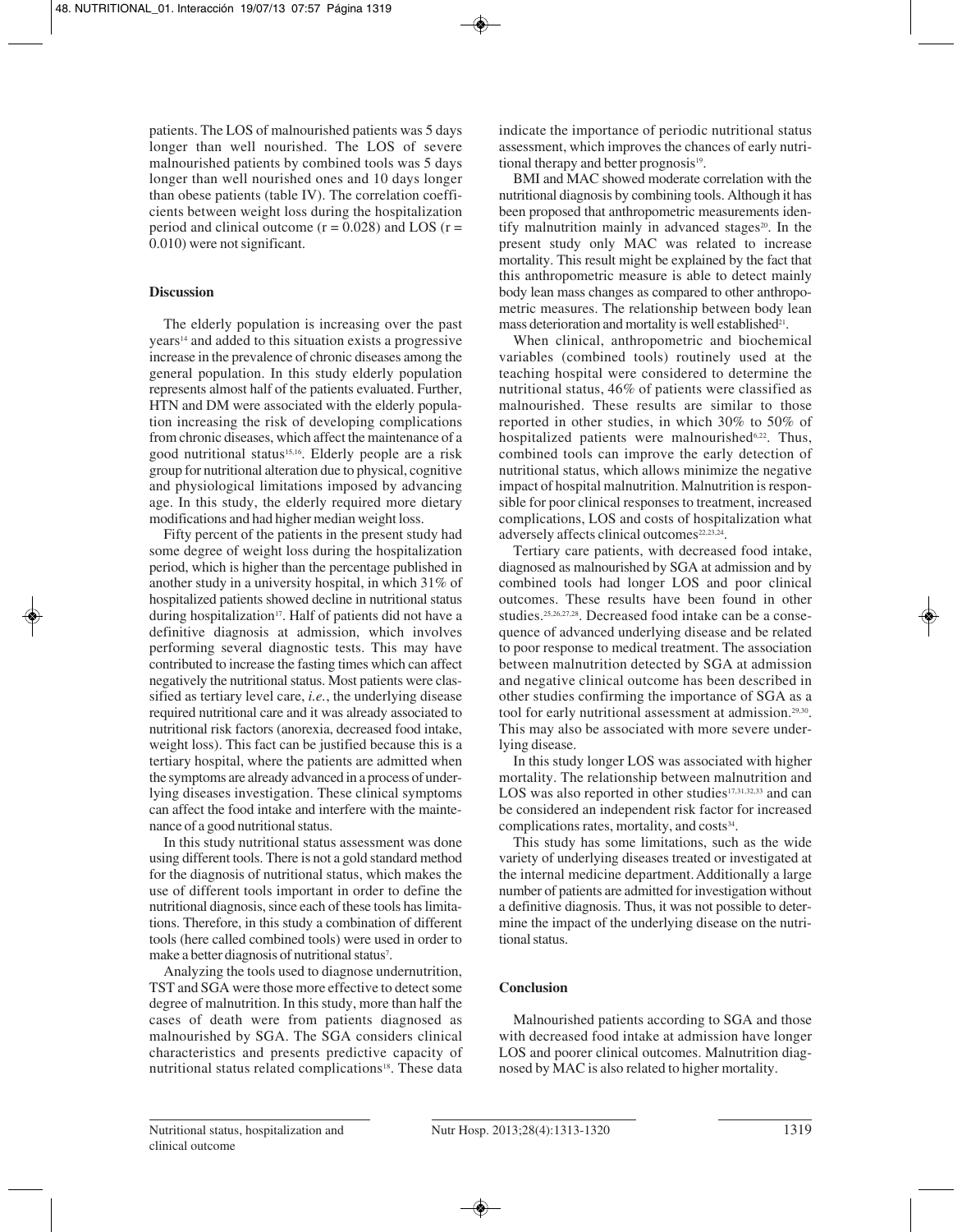patients. The LOS of malnourished patients was 5 days longer than well nourished. The LOS of severe malnourished patients by combined tools was 5 days longer than well nourished ones and 10 days longer than obese patients (table IV). The correlation coefficients between weight loss during the hospitalization period and clinical outcome ($r = 0.028$) and LOS ($r = 0.010$) were not significant.

## Discussion

The elderly population is increasing over the past years[14] and added to this situation exists a progressive increase in the prevalence of chronic diseases among the general population. In this study elderly population represents almost half of the patients evaluated. Further, HTN and DM were associated with the elderly population increasing the risk of developing complications from chronic diseases, which affect the maintenance of a good nutritional status[15,16]. Elderly people are a risk group for nutritional alteration due to physical, cognitive and physiological limitations imposed by advancing age. In this study, the elderly required more dietary modifications and had higher median weight loss.

Fifty percent of the patients in the present study had some degree of weight loss during the hospitalization period, which is higher than the percentage published in another study in a university hospital, in which 31% of hospitalized patients showed decline in nutritional status during hospitalization[17]. Half of patients did not have a definitive diagnosis at admission, which involves performing several diagnostic tests. This may have contributed to increase the fasting times which can affect negatively the nutritional status. Most patients were classified as tertiary level care, *i.e.*, the underlying disease required nutritional care and it was already associated to nutritional risk factors (anorexia, decreased food intake, weight loss). This fact can be justified because this is a tertiary hospital, where the patients are admitted when the symptoms are already advanced in a process of underlying diseases investigation. These clinical symptoms can affect the food intake and interfere with the maintenance of a good nutritional status.

In this study nutritional status assessment was done using different tools. There is not a gold standard method for the diagnosis of nutritional status, which makes the use of different tools important in order to define the nutritional diagnosis, since each of these tools has limitations. Therefore, in this study a combination of different tools (here called combined tools) were used in order to make a better diagnosis of nutritional status[7].

Analyzing the tools used to diagnose undernutrition, TST and SGA were those more effective to detect some degree of malnutrition. In this study, more than half the cases of death were from patients diagnosed as malnourished by SGA. The SGA considers clinical characteristics and presents predictive capacity of nutritional status related complications[18]. These data indicate the importance of periodic nutritional status assessment, which improves the chances of early nutritional therapy and better prognosis[19].

BMI and MAC showed moderate correlation with the nutritional diagnosis by combining tools. Although it has been proposed that anthropometric measurements identify malnutrition mainly in advanced stages[20]. In the present study only MAC was related to increase mortality. This result might be explained by the fact that this anthropometric measure is able to detect mainly body lean mass changes as compared to other anthropometric measures. The relationship between body lean mass deterioration and mortality is well established[21].

When clinical, anthropometric and biochemical variables (combined tools) routinely used at the teaching hospital were considered to determine the nutritional status, 46% of patients were classified as malnourished. These results are similar to those reported in other studies, in which 30% to 50% of hospitalized patients were malnourished[6,22]. Thus, combined tools can improve the early detection of nutritional status, which allows minimize the negative impact of hospital malnutrition. Malnutrition is responsible for poor clinical responses to treatment, increased complications, LOS and costs of hospitalization what adversely affects clinical outcomes[22,23,24].

Tertiary care patients, with decreased food intake, diagnosed as malnourished by SGA at admission and by combined tools had longer LOS and poor clinical outcomes. These results have been found in other studies.[25,26,27,28]. Decreased food intake can be a consequence of advanced underlying disease and be related to poor response to medical treatment. The association between malnutrition detected by SGA at admission and negative clinical outcome has been described in other studies confirming the importance of SGA as a tool for early nutritional assessment at admission.[29,30]. This may also be associated with more severe underlying disease.

In this study longer LOS was associated with higher mortality. The relationship between malnutrition and LOS was also reported in other studies[17,31,32,33] and can be considered an independent risk factor for increased complications rates, mortality, and costs[34].

This study has some limitations, such as the wide variety of underlying diseases treated or investigated at the internal medicine department. Additionally a large number of patients are admitted for investigation without a definitive diagnosis. Thus, it was not possible to determine the impact of the underlying disease on the nutritional status.

## Conclusion

Malnourished patients according to SGA and those with decreased food intake at admission have longer LOS and poorer clinical outcomes. Malnutrition diagnosed by MAC is also related to higher mortality.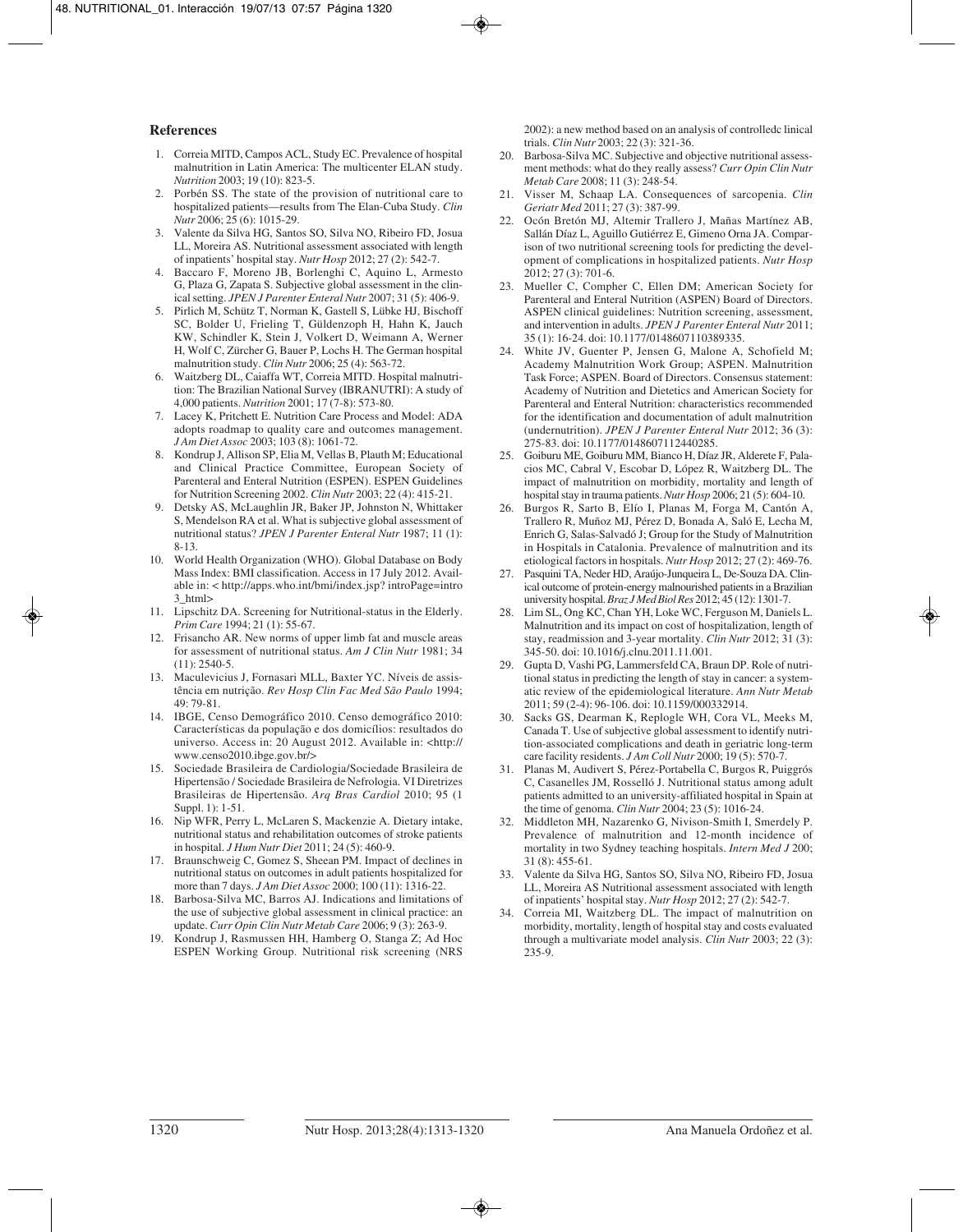## References

1. Correia MITD, Campos ACL, Study EC. Prevalence of hospital malnutrition in Latin America: The multicenter ELAN study. *Nutrition* 2003; 19 (10): 823-5.
2. Porbén SS. The state of the provision of nutritional care to hospitalized patients—results from The Elan-Cuba Study. *Clin Nutr* 2006; 25 (6): 1015-29.
3. Valente da Silva HG, Santos SO, Silva NO, Ribeiro FD, Josua LL, Moreira AS. Nutritional assessment associated with length of inpatients' hospital stay. *Nutr Hosp* 2012; 27 (2): 542-7.
4. Baccaro F, Moreno JB, Borlenghi C, Aquino L, Armesto G, Plaza G, Zapata S. Subjective global assessment in the clinical setting. *JPEN J Parenter Enteral Nutr* 2007; 31 (5): 406-9.
5. Pirlich M, Schütz T, Norman K, Gastell S, Lübke HJ, Bischoff SC, Bolder U, Frieling T, Güldenzoph H, Hahn K, Jauch KW, Schindler K, Stein J, Volkert D, Weimann A, Werner H, Wolf C, Zürcher G, Bauer P, Lochs H. The German hospital malnutrition study. *Clin Nutr* 2006; 25 (4): 563-72.
6. Waitzberg DL, Caiaffa WT, Correia MITD. Hospital malnutrition: The Brazilian National Survey (IBRANUTRI): A study of 4,000 patients. *Nutrition* 2001; 17 (7-8): 573-80.
7. Lacey K, Pritchett E. Nutrition Care Process and Model: ADA adopts roadmap to quality care and outcomes management. *J Am Diet Assoc* 2003; 103 (8): 1061-72.
8. Kondrup J, Allison SP, Elia M, Vellas B, Plauth M; Educational and Clinical Practice Committee, European Society of Parenteral and Enteral Nutrition (ESPEN). ESPEN Guidelines for Nutrition Screening 2002. *Clin Nutr* 2003; 22 (4): 415-21.
9. Detsky AS, McLaughlin JR, Baker JP, Johnston N, Whittaker S, Mendelson RA et al. What is subjective global assessment of nutritional status? *JPEN J Parenter Enteral Nutr* 1987; 11 (1): 8-13.
10. World Health Organization (WHO). Global Database on Body Mass Index: BMI classification. Access in 17 July 2012. Available in: < http://apps.who.int/bmi/index.jsp? introPage=intro 3_html>
11. Lipschitz DA. Screening for Nutritional-status in the Elderly. *Prim Care* 1994; 21 (1): 55-67.
12. Frisancho AR. New norms of upper limb fat and muscle areas for assessment of nutritional status. *Am J Clin Nutr* 1981; 34 (11): 2540-5.
13. Maculevicius J, Fornasari MLL, Baxter YC. Níveis de assistência em nutrição. *Rev Hosp Clin Fac Med São Paulo* 1994; 49: 79-81.
14. IBGE, Censo Demográfico 2010. Censo demográfico 2010: Características da população e dos domicílios: resultados do universo. Access in: 20 August 2012. Available in: <http://www.censo2010.ibge.gov.br/>
15. Sociedade Brasileira de Cardiologia/Sociedade Brasileira de Hipertensão / Sociedade Brasileira de Nefrologia. VI Diretrizes Brasileiras de Hipertensão. *Arq Bras Cardiol* 2010; 95 (1 Suppl. 1): 1-51.
16. Nip WFR, Perry L, McLaren S, Mackenzie A. Dietary intake, nutritional status and rehabilitation outcomes of stroke patients in hospital. *J Hum Nutr Diet* 2011; 24 (5): 460-9.
17. Braunschweig C, Gomez S, Sheean PM. Impact of declines in nutritional status on outcomes in adult patients hospitalized for more than 7 days. *J Am Diet Assoc* 2000; 100 (11): 1316-22.
18. Barbosa-Silva MC, Barros AJ. Indications and limitations of the use of subjective global assessment in clinical practice: an update. *Curr Opin Clin Nutr Metab Care* 2006; 9 (3): 263-9.
19. Kondrup J, Rasmussen HH, Hamberg O, Stanga Z; Ad Hoc ESPEN Working Group. Nutritional risk screening (NRS 2002): a new method based on an analysis of controlledc linical trials. *Clin Nutr* 2003; 22 (3): 321-36.
20. Barbosa-Silva MC. Subjective and objective nutritional assessment methods: what do they really assess? *Curr Opin Clin Nutr Metab Care* 2008; 11 (3): 248-54.
21. Visser M, Schaap LA. Consequences of sarcopenia. *Clin Geriatr Med* 2011; 27 (3): 387-99.
22. Ocón Bretón MJ, Altemir Trallero J, Mañas Martínez AB, Sallán Díaz L, Aguillo Gutiérrez E, Gimeno Orna JA. Comparison of two nutritional screening tools for predicting the development of complications in hospitalized patients. *Nutr Hosp* 2012; 27 (3): 701-6.
23. Mueller C, Compher C, Ellen DM; American Society for Parenteral and Enteral Nutrition (ASPEN) Board of Directors. ASPEN clinical guidelines: Nutrition screening, assessment, and intervention in adults. *JPEN J Parenter Enteral Nutr* 2011; 35 (1): 16-24. doi: 10.1177/0148607110389335.
24. White JV, Guenter P, Jensen G, Malone A, Schofield M; Academy Malnutrition Work Group; ASPEN. Malnutrition Task Force; ASPEN. Board of Directors. Consensus statement: Academy of Nutrition and Dietetics and American Society for Parenteral and Enteral Nutrition: characteristics recommended for the identification and documentation of adult malnutrition (undernutrition). *JPEN J Parenter Enteral Nutr* 2012; 36 (3): 275-83. doi: 10.1177/0148607112440285.
25. Goiburu ME, Goiburu MM, Bianco H, Díaz JR, Alderete F, Palacios MC, Cabral V, Escobar D, López R, Waitzberg DL. The impact of malnutrition on morbidity, mortality and length of hospital stay in trauma patients. *Nutr Hosp* 2006; 21 (5): 604-10.
26. Burgos R, Sarto B, Elío I, Planas M, Forga M, Cantón A, Trallero R, Muñoz MJ, Pérez D, Bonada A, Saló E, Lecha M, Enrich G, Salas-Salvadó J; Group for the Study of Malnutrition in Hospitals in Catalonia. Prevalence of malnutrition and its etiological factors in hospitals. *Nutr Hosp* 2012; 27 (2): 469-76.
27. Pasquini TA, Neder HD, Araújo-Junqueira L, De-Souza DA. Clinical outcome of protein-energy malnourished patients in a Brazilian university hospital. *Braz J Med Biol Res* 2012; 45 (12): 1301-7.
28. Lim SL, Ong KC, Chan YH, Loke WC, Ferguson M, Daniels L. Malnutrition and its impact on cost of hospitalization, length of stay, readmission and 3-year mortality. *Clin Nutr* 2012; 31 (3): 345-50. doi: 10.1016/j.clnu.2011.11.001.
29. Gupta D, Vashi PG, Lammersfeld CA, Braun DP. Role of nutritional status in predicting the length of stay in cancer: a systematic review of the epidemiological literature. *Ann Nutr Metab* 2011; 59 (2-4): 96-106. doi: 10.1159/000332914.
30. Sacks GS, Dearman K, Replogle WH, Cora VL, Meeks M, Canada T. Use of subjective global assessment to identify nutrition-associated complications and death in geriatric long-term care facility residents. *J Am Coll Nutr* 2000; 19 (5): 570-7.
31. Planas M, Audivert S, Pérez-Portabella C, Burgos R, Puiggrós C, Casanelles JM, Rosselló J. Nutritional status among adult patients admitted to an university-affiliated hospital in Spain at the time of genoma. *Clin Nutr* 2004; 23 (5): 1016-24.
32. Middleton MH, Nazarenko G, Nivison-Smith I, Smerdely P. Prevalence of malnutrition and 12-month incidence of mortality in two Sydney teaching hospitals. *Intern Med J* 200; 31 (8): 455-61.
33. Valente da Silva HG, Santos SO, Silva NO, Ribeiro FD, Josua LL, Moreira AS Nutritional assessment associated with length of inpatients' hospital stay. *Nutr Hosp* 2012; 27 (2): 542-7.
34. Correia MI, Waitzberg DL. The impact of malnutrition on morbidity, mortality, length of hospital stay and costs evaluated through a multivariate model analysis. *Clin Nutr* 2003; 22 (3): 235-9.